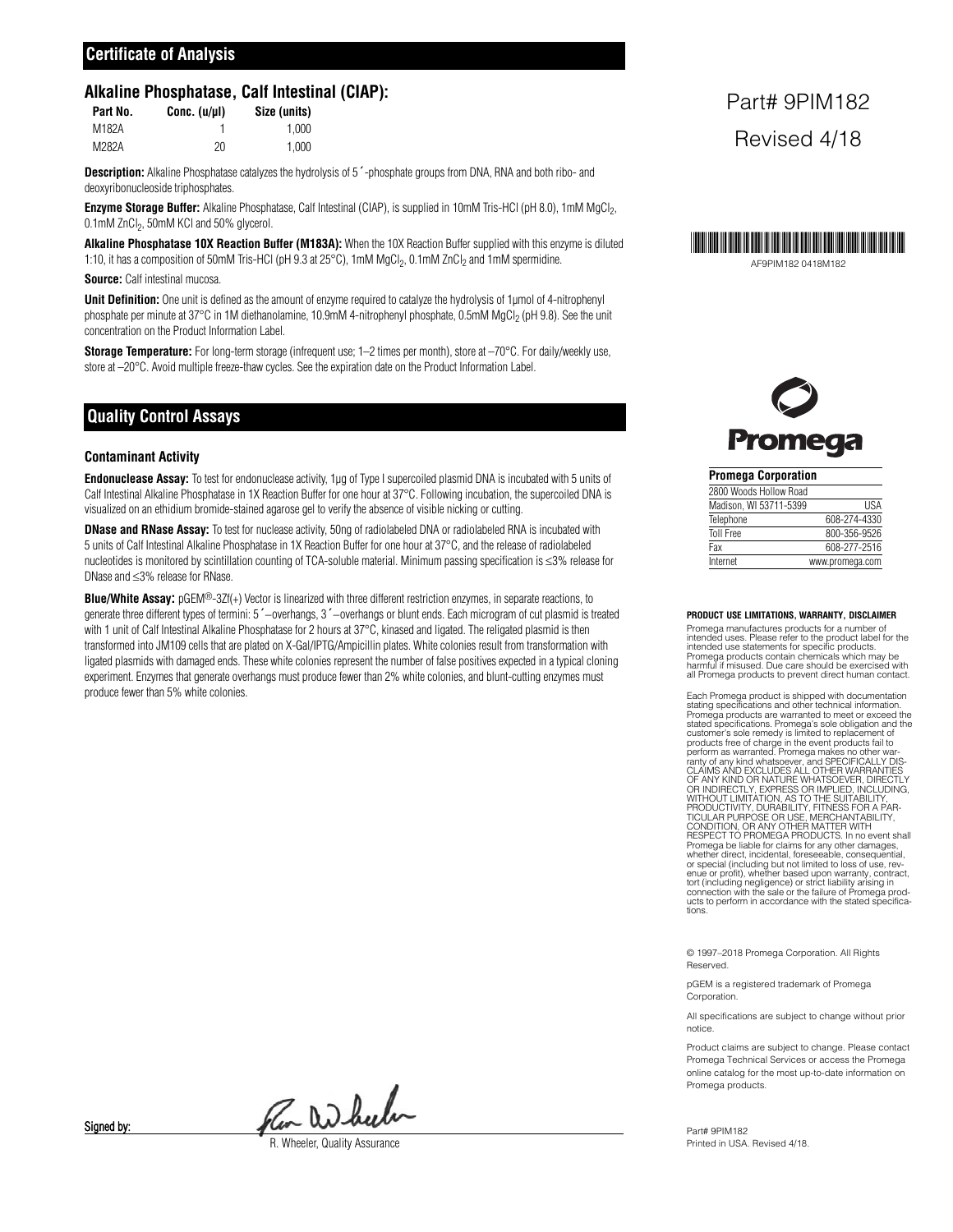## Certificate of Analysis

### Alkaline Phosphatase, Calf Intestinal (CIAP):

| Part No. | Conc. (u/µl) | Size (units) |
|---|---|---|
| M182A | 1 | 1,000 |
| M282A | 20 | 1,000 |

**Description:** Alkaline Phosphatase catalyzes the hydrolysis of 5´-phosphate groups from DNA, RNA and both ribo- and deoxyribonucleoside triphosphates.

**Enzyme Storage Buffer:** Alkaline Phosphatase, Calf Intestinal (CIAP), is supplied in 10mM Tris-HCl (pH 8.0), 1mM $MgCl_2$, 0.1mM $ZnCl_2$, 50mM KCl and 50% glycerol.

**Alkaline Phosphatase 10X Reaction Buffer (M183A):** When the 10X Reaction Buffer supplied with this enzyme is diluted 1:10, it has a composition of 50mM Tris-HCl (pH 9.3 at 25°C), 1mM $MgCl_2$, 0.1mM $ZnCl_2$ and 1mM spermidine.

**Source:** Calf intestinal mucosa.

**Unit Definition:** One unit is defined as the amount of enzyme required to catalyze the hydrolysis of 1µmol of 4-nitrophenyl phosphate per minute at 37°C in 1M diethanolamine, 10.9mM 4-nitrophenyl phosphate, 0.5mM $MgCl_2$ (pH 9.8). See the unit concentration on the Product Information Label.

**Storage Temperature:** For long-term storage (infrequent use; 1–2 times per month), store at –70°C. For daily/weekly use, store at –20°C. Avoid multiple freeze-thaw cycles. See the expiration date on the Product Information Label.

Part# 9PIM182

Revised 4/18

AF9PIM182 0418M182

## Quality Control Assays

### Contaminant Activity

**Endonuclease Assay:** To test for endonuclease activity, 1µg of Type I supercoiled plasmid DNA is incubated with 5 units of Calf Intestinal Alkaline Phosphatase in 1X Reaction Buffer for one hour at 37°C. Following incubation, the supercoiled DNA is visualized on an ethidium bromide-stained agarose gel to verify the absence of visible nicking or cutting.

**DNase and RNase Assay:** To test for nuclease activity, 50ng of radiolabeled DNA or radiolabeled RNA is incubated with 5 units of Calf Intestinal Alkaline Phosphatase in 1X Reaction Buffer for one hour at 37°C, and the release of radiolabeled nucleotides is monitored by scintillation counting of TCA-soluble material. Minimum passing specification is ≤3% release for DNase and ≤3% release for RNase.

**Blue/White Assay:** pGEM®-3Zf(+) Vector is linearized with three different restriction enzymes, in separate reactions, to generate three different types of termini: 5´–overhangs, 3´–overhangs or blunt ends. Each microgram of cut plasmid is treated with 1 unit of Calf Intestinal Alkaline Phosphatase for 2 hours at 37°C, kinased and ligated. The religated plasmid is then transformed into JM109 cells that are plated on X-Gal/IPTG/Ampicillin plates. White colonies result from transformation with ligated plasmids with damaged ends. These white colonies represent the number of false positives expected in a typical cloning experiment. Enzymes that generate overhangs must produce fewer than 2% white colonies, and blunt-cutting enzymes must produce fewer than 5% white colonies.

Signed by:

R. Wheeler, Quality Assurance

Promega

**Promega Corporation**

| 2800 Woods Hollow Road | |
|---|---|
| Madison, WI 53711-5399 | USA |
| Telephone | 608-274-4330 |
| Toll Free | 800-356-9526 |
| Fax | 608-277-2516 |
| Internet | www.promega.com |

**PRODUCT USE LIMITATIONS, WARRANTY, DISCLAIMER**

Promega manufactures products for a number of intended uses. Please refer to the product label for the intended use statements for specific products. Promega products contain chemicals which may be harmful if misused. Due care should be exercised with all Promega products to prevent direct human contact.

Each Promega product is shipped with documentation stating specifications and other technical information. Promega products are warranted to meet or exceed the stated specifications. Promega's sole obligation and the customer's sole remedy is limited to replacement of products free of charge in the event products fail to perform as warranted. Promega makes no other warranty of any kind whatsoever, and SPECIFICALLY DISCLAIMS AND EXCLUDES ALL OTHER WARRANTIES OF ANY KIND OR NATURE WHATSOEVER, DIRECTLY OR INDIRECTLY, EXPRESS OR IMPLIED, INCLUDING, WITHOUT LIMITATION, AS TO THE SUITABILITY, PRODUCTIVITY, DURABILITY, FITNESS FOR A PARTICULAR PURPOSE OR USE, MERCHANTABILITY, CONDITION, OR ANY OTHER MATTER WITH RESPECT TO PROMEGA PRODUCTS. In no event shall Promega be liable for claims for any other damages, whether direct, incidental, foreseeable, consequential, or special (including but not limited to loss of use, revenue or profit), whether based upon warranty, contract, tort (including negligence) or strict liability arising in connection with the sale or the failure of Promega products to perform in accordance with the stated specifications.

© 1997–2018 Promega Corporation. All Rights Reserved.

pGEM is a registered trademark of Promega Corporation.

All specifications are subject to change without prior notice.

Product claims are subject to change. Please contact Promega Technical Services or access the Promega online catalog for the most up-to-date information on Promega products.

Part# 9PIM182
Printed in USA. Revised 4/18.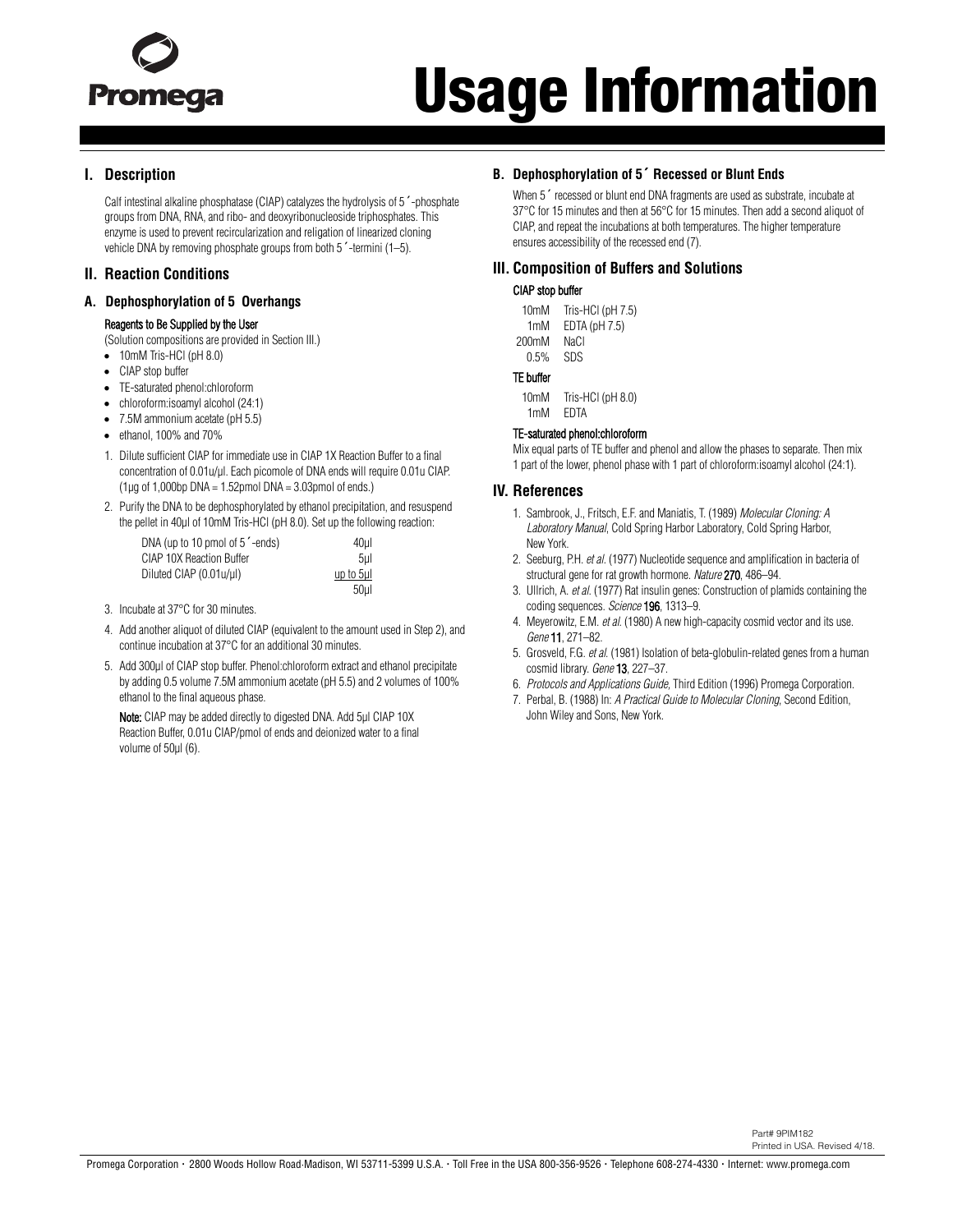# Usage Information

## I. Description

Calf intestinal alkaline phosphatase (CIAP) catalyzes the hydrolysis of 5´-phosphate groups from DNA, RNA, and ribo- and deoxyribonucleoside triphosphates. This enzyme is used to prevent recircularization and religation of linearized cloning vehicle DNA by removing phosphate groups from both 5´-termini (1–5).

## II. Reaction Conditions

### A. Dephosphorylation of 5 Overhangs

**Reagents to Be Supplied by the User**

(Solution compositions are provided in Section III.)

- 10mM Tris-HCl (pH 8.0)
- CIAP stop buffer
- TE-saturated phenol:chloroform
- chloroform:isoamyl alcohol (24:1)
- 7.5M ammonium acetate (pH 5.5)
- ethanol, 100% and 70%

1. Dilute sufficient CIAP for immediate use in CIAP 1X Reaction Buffer to a final concentration of 0.01u/µl. Each picomole of DNA ends will require 0.01u CIAP. (1µg of 1,000bp DNA = 1.52pmol DNA = 3.03pmol of ends.)
2. Purify the DNA to be dephosphorylated by ethanol precipitation, and resuspend the pellet in 40µl of 10mM Tris-HCl (pH 8.0). Set up the following reaction:

| | |
|---|---|
| DNA (up to 10 pmol of 5´-ends) | 40µl |
| CIAP 10X Reaction Buffer | 5µl |
| Diluted CIAP (0.01u/µl) | up to 5µl |
| | 50µl |

3. Incubate at 37°C for 30 minutes.
4. Add another aliquot of diluted CIAP (equivalent to the amount used in Step 2), and continue incubation at 37°C for an additional 30 minutes.
5. Add 300µl of CIAP stop buffer. Phenol:chloroform extract and ethanol precipitate by adding 0.5 volume 7.5M ammonium acetate (pH 5.5) and 2 volumes of 100% ethanol to the final aqueous phase.

**Note:** CIAP may be added directly to digested DNA. Add 5µl CIAP 10X Reaction Buffer, 0.01u CIAP/pmol of ends and deionized water to a final volume of 50µl (6).

### B. Dephosphorylation of 5´ Recessed or Blunt Ends

When 5´ recessed or blunt end DNA fragments are used as substrate, incubate at 37°C for 15 minutes and then at 56°C for 15 minutes. Then add a second aliquot of CIAP, and repeat the incubations at both temperatures. The higher temperature ensures accessibility of the recessed end (7).

## III. Composition of Buffers and Solutions

**CIAP stop buffer**

| | |
|---|---|
| 10mM | Tris-HCl (pH 7.5) |
| 1mM | EDTA (pH 7.5) |
| 200mM | NaCl |
| 0.5% | SDS |

**TE buffer**

| | |
|---|---|
| 10mM | Tris-HCl (pH 8.0) |
| 1mM | EDTA |

**TE-saturated phenol:chloroform**

Mix equal parts of TE buffer and phenol and allow the phases to separate. Then mix 1 part of the lower, phenol phase with 1 part of chloroform:isoamyl alcohol (24:1).

## IV. References

1. Sambrook, J., Fritsch, E.F. and Maniatis, T. (1989) *Molecular Cloning: A Laboratory Manual*, Cold Spring Harbor Laboratory, Cold Spring Harbor, New York.
2. Seeburg, P.H. *et al.* (1977) Nucleotide sequence and amplification in bacteria of structural gene for rat growth hormone. *Nature* **270**, 486–94.
3. Ullrich, A. *et al.* (1977) Rat insulin genes: Construction of plamids containing the coding sequences. *Science* **196**, 1313–9.
4. Meyerowitz, E.M. *et al.* (1980) A new high-capacity cosmid vector and its use. *Gene* **11**, 271–82.
5. Grosveld, F.G. *et al.* (1981) Isolation of beta-globulin-related genes from a human cosmid library. *Gene* **13**, 227–37.
6. *Protocols and Applications Guide*, Third Edition (1996) Promega Corporation.
7. Perbal, B. (1988) In: *A Practical Guide to Molecular Cloning*, Second Edition, John Wiley and Sons, New York.

Part# 9PIM182
Printed in USA. Revised 4/18.

Promega Corporation · 2800 Woods Hollow Road·Madison, WI 53711-5399 U.S.A. · Toll Free in the USA 800-356-9526 · Telephone 608-274-4330 · Internet: www.promega.com